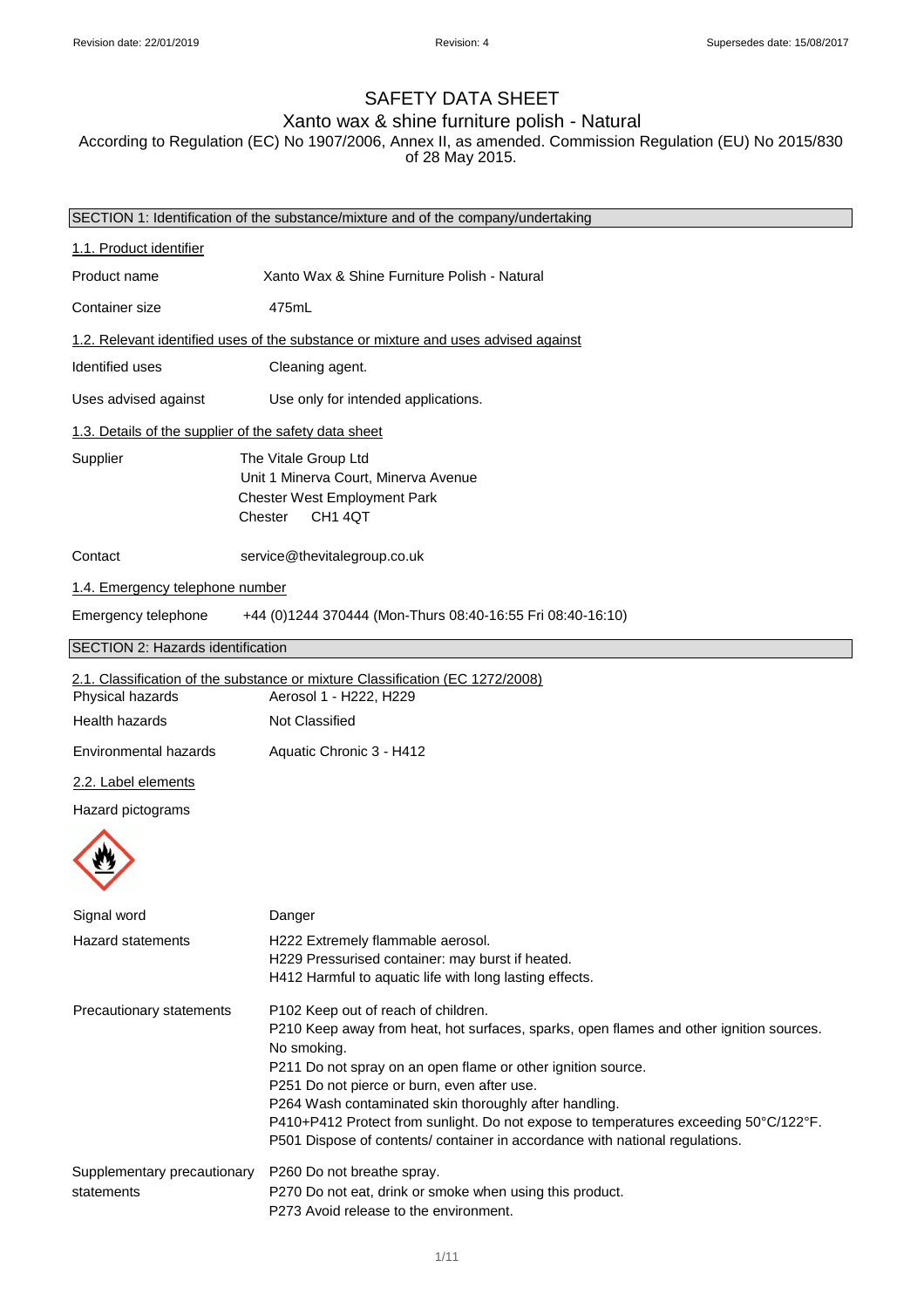Revision date: 22/01/2019    Revision: 4    Supersedes date: 15/08/2017

# SAFETY DATA SHEET

## Xanto wax & shine furniture polish - Natural

According to Regulation (EC) No 1907/2006, Annex II, as amended. Commission Regulation (EU) No 2015/830 of 28 May 2015.

### SECTION 1: Identification of the substance/mixture and of the company/undertaking

**1.1. Product identifier**

| | |
|---|---|
| Product name | Xanto Wax & Shine Furniture Polish - Natural |
| Container size | 475mL |

**1.2. Relevant identified uses of the substance or mixture and uses advised against**

| | |
|---|---|
| Identified uses | Cleaning agent. |
| Uses advised against | Use only for intended applications. |

**1.3. Details of the supplier of the safety data sheet**

| | |
|---|---|
| Supplier | The Vitale Group Ltd<br>Unit 1 Minerva Court, Minerva Avenue<br>Chester West Employment Park<br>Chester CH1 4QT |
| Contact | service@thevitalegroup.co.uk |

**1.4. Emergency telephone number**

| | |
|---|---|
| Emergency telephone | +44 (0)1244 370444 (Mon-Thurs 08:40-16:55 Fri 08:40-16:10) |

### SECTION 2: Hazards identification

**2.1. Classification of the substance or mixture Classification (EC 1272/2008)**

| | |
|---|---|
| Physical hazards | Aerosol 1 - H222, H229 |
| Health hazards | Not Classified |
| Environmental hazards | Aquatic Chronic 3 - H412 |

**2.2. Label elements**

Hazard pictograms

Signal word: Danger

Hazard statements:
- H222 Extremely flammable aerosol.
- H229 Pressurised container: may burst if heated.
- H412 Harmful to aquatic life with long lasting effects.

Precautionary statements:
- P102 Keep out of reach of children.
- P210 Keep away from heat, hot surfaces, sparks, open flames and other ignition sources. No smoking.
- P211 Do not spray on an open flame or other ignition source.
- P251 Do not pierce or burn, even after use.
- P264 Wash contaminated skin thoroughly after handling.
- P410+P412 Protect from sunlight. Do not expose to temperatures exceeding 50°C/122°F.
- P501 Dispose of contents/ container in accordance with national regulations.

Supplementary precautionary statements:
- P260 Do not breathe spray.
- P270 Do not eat, drink or smoke when using this product.
- P273 Avoid release to the environment.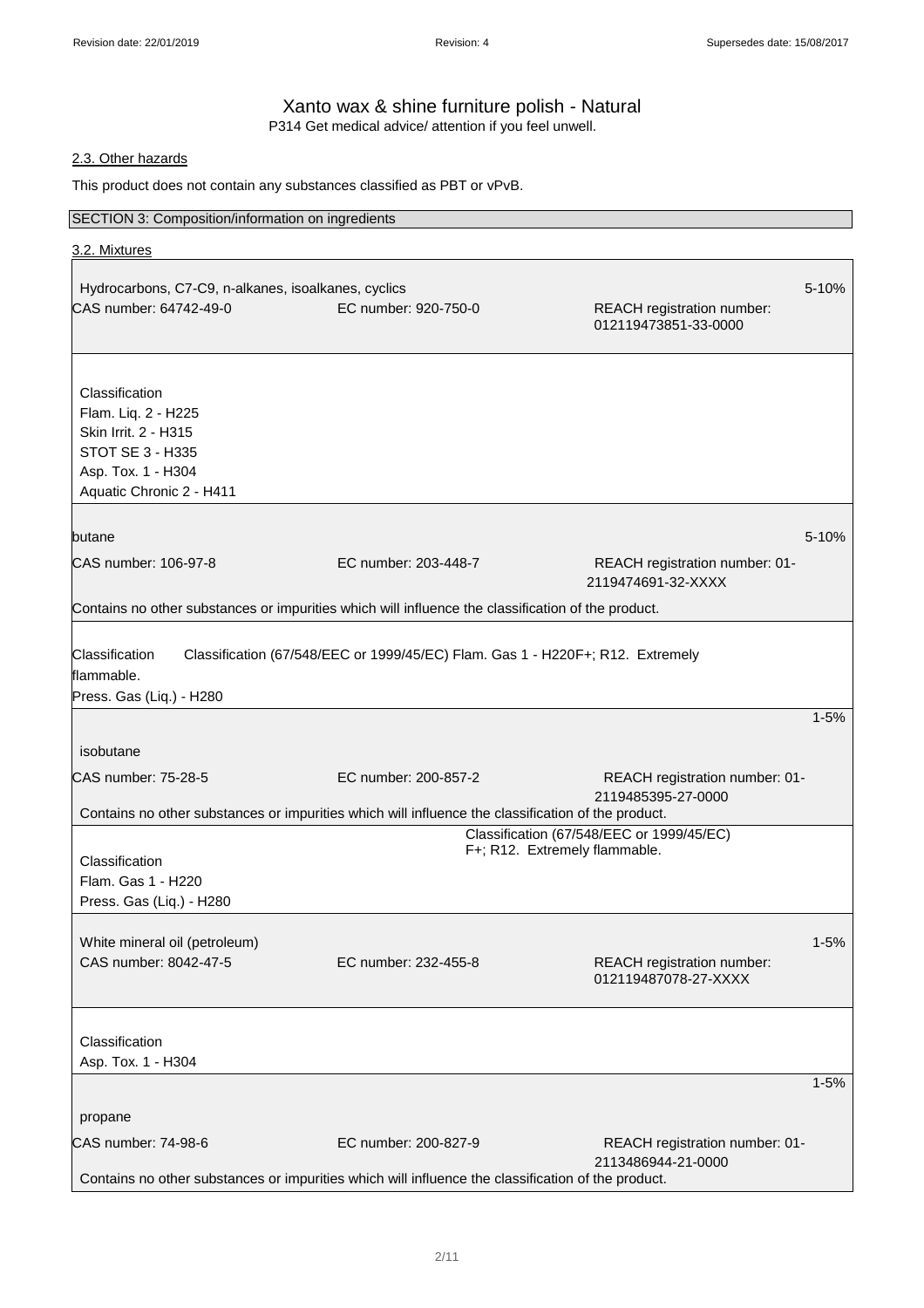# Xanto wax & shine furniture polish - Natural

P314 Get medical advice/ attention if you feel unwell.

## 2.3. Other hazards

This product does not contain any substances classified as PBT or vPvB.

## SECTION 3: Composition/information on ingredients

### 3.2. Mixtures

**Hydrocarbons, C7-C9, n-alkanes, isoalkanes, cyclics** — 5-10%

CAS number: 64742-49-0 | EC number: 920-750-0 | REACH registration number: 012119473851-33-0000

Classification
Flam. Liq. 2 - H225
Skin Irrit. 2 - H315
STOT SE 3 - H335
Asp. Tox. 1 - H304
Aquatic Chronic 2 - H411

---

**butane** — 5-10%

CAS number: 106-97-8 | EC number: 203-448-7 | REACH registration number: 01-2119474691-32-XXXX

Contains no other substances or impurities which will influence the classification of the product.

Classification
Press. Gas (Liq.) - H280

Classification (67/548/EEC or 1999/45/EC) Flam. Gas 1 - H220F+; R12. Extremely flammable.

---

**isobutane** — 1-5%

CAS number: 75-28-5 | EC number: 200-857-2 | REACH registration number: 01-2119485395-27-0000

Contains no other substances or impurities which will influence the classification of the product.

Classification
Flam. Gas 1 - H220
Press. Gas (Liq.) - H280

Classification (67/548/EEC or 1999/45/EC)
F+; R12. Extremely flammable.

---

**White mineral oil (petroleum)** — 1-5%

CAS number: 8042-47-5 | EC number: 232-455-8 | REACH registration number: 012119487078-27-XXXX

Classification
Asp. Tox. 1 - H304

---

**propane** — 1-5%

CAS number: 74-98-6 | EC number: 200-827-9 | REACH registration number: 01-2113486944-21-0000

Contains no other substances or impurities which will influence the classification of the product.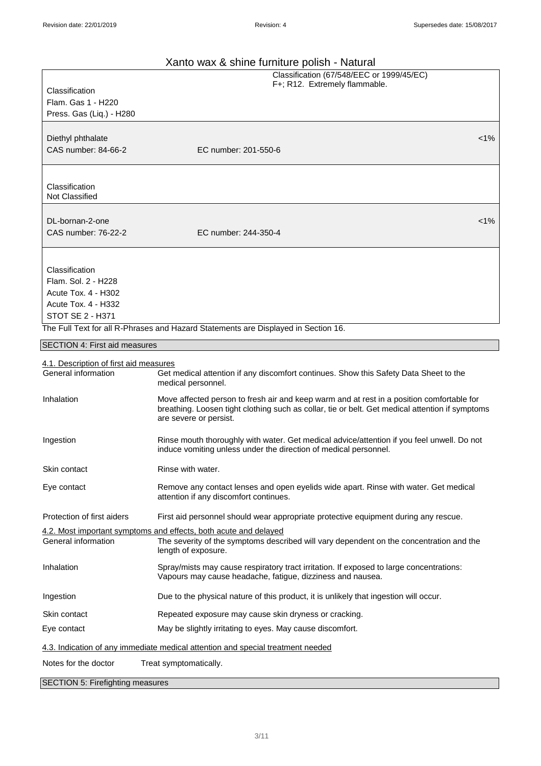# Xanto wax & shine furniture polish - Natural

| | | |
|---|---|---|
| Classification<br>Flam. Gas 1 - H220<br>Press. Gas (Liq.) - H280 | Classification (67/548/EEC or 1999/45/EC)<br>F+; R12. Extremely flammable. | |
| Diethyl phthalate<br>CAS number: 84-66-2 | EC number: 201-550-6 | <1% |
| Classification<br>Not Classified | | |
| DL-bornan-2-one<br>CAS number: 76-22-2 | EC number: 244-350-4 | <1% |
| Classification<br>Flam. Sol. 2 - H228<br>Acute Tox. 4 - H302<br>Acute Tox. 4 - H332<br>STOT SE 2 - H371 | | |

The Full Text for all R-Phrases and Hazard Statements are Displayed in Section 16.

## SECTION 4: First aid measures

### 4.1. Description of first aid measures

**General information** Get medical attention if any discomfort continues. Show this Safety Data Sheet to the medical personnel.

**Inhalation** Move affected person to fresh air and keep warm and at rest in a position comfortable for breathing. Loosen tight clothing such as collar, tie or belt. Get medical attention if symptoms are severe or persist.

**Ingestion** Rinse mouth thoroughly with water. Get medical advice/attention if you feel unwell. Do not induce vomiting unless under the direction of medical personnel.

**Skin contact** Rinse with water.

**Eye contact** Remove any contact lenses and open eyelids wide apart. Rinse with water. Get medical attention if any discomfort continues.

**Protection of first aiders** First aid personnel should wear appropriate protective equipment during any rescue.

### 4.2. Most important symptoms and effects, both acute and delayed

**General information** The severity of the symptoms described will vary dependent on the concentration and the length of exposure.

**Inhalation** Spray/mists may cause respiratory tract irritation. If exposed to large concentrations: Vapours may cause headache, fatigue, dizziness and nausea.

**Ingestion** Due to the physical nature of this product, it is unlikely that ingestion will occur.

**Skin contact** Repeated exposure may cause skin dryness or cracking.

**Eye contact** May be slightly irritating to eyes. May cause discomfort.

### 4.3. Indication of any immediate medical attention and special treatment needed

**Notes for the doctor** Treat symptomatically.

## SECTION 5: Firefighting measures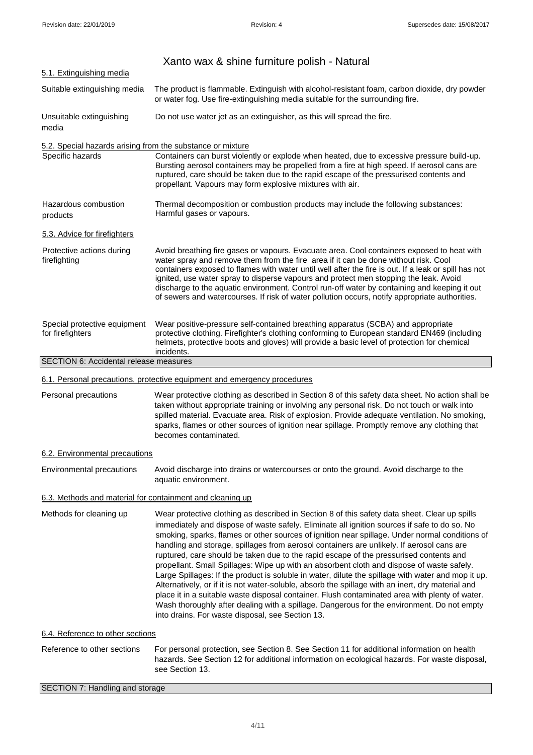# Xanto wax & shine furniture polish - Natural

### 5.1. Extinguishing media

**Suitable extinguishing media**
The product is flammable. Extinguish with alcohol-resistant foam, carbon dioxide, dry powder or water fog. Use fire-extinguishing media suitable for the surrounding fire.

**Unsuitable extinguishing media**
Do not use water jet as an extinguisher, as this will spread the fire.

### 5.2. Special hazards arising from the substance or mixture

**Specific hazards**
Containers can burst violently or explode when heated, due to excessive pressure build-up. Bursting aerosol containers may be propelled from a fire at high speed. If aerosol cans are ruptured, care should be taken due to the rapid escape of the pressurised contents and propellant. Vapours may form explosive mixtures with air.

**Hazardous combustion products**
Thermal decomposition or combustion products may include the following substances: Harmful gases or vapours.

### 5.3. Advice for firefighters

**Protective actions during firefighting**
Avoid breathing fire gases or vapours. Evacuate area. Cool containers exposed to heat with water spray and remove them from the fire area if it can be done without risk. Cool containers exposed to flames with water until well after the fire is out. If a leak or spill has not ignited, use water spray to disperse vapours and protect men stopping the leak. Avoid discharge to the aquatic environment. Control run-off water by containing and keeping it out of sewers and watercourses. If risk of water pollution occurs, notify appropriate authorities.

**Special protective equipment for firefighters**
Wear positive-pressure self-contained breathing apparatus (SCBA) and appropriate protective clothing. Firefighter's clothing conforming to European standard EN469 (including helmets, protective boots and gloves) will provide a basic level of protection for chemical incidents.

## SECTION 6: Accidental release measures

### 6.1. Personal precautions, protective equipment and emergency procedures

**Personal precautions**
Wear protective clothing as described in Section 8 of this safety data sheet. No action shall be taken without appropriate training or involving any personal risk. Do not touch or walk into spilled material. Evacuate area. Risk of explosion. Provide adequate ventilation. No smoking, sparks, flames or other sources of ignition near spillage. Promptly remove any clothing that becomes contaminated.

### 6.2. Environmental precautions

**Environmental precautions**
Avoid discharge into drains or watercourses or onto the ground. Avoid discharge to the aquatic environment.

### 6.3. Methods and material for containment and cleaning up

**Methods for cleaning up**
Wear protective clothing as described in Section 8 of this safety data sheet. Clear up spills immediately and dispose of waste safely. Eliminate all ignition sources if safe to do so. No smoking, sparks, flames or other sources of ignition near spillage. Under normal conditions of handling and storage, spillages from aerosol containers are unlikely. If aerosol cans are ruptured, care should be taken due to the rapid escape of the pressurised contents and propellant. Small Spillages: Wipe up with an absorbent cloth and dispose of waste safely. Large Spillages: If the product is soluble in water, dilute the spillage with water and mop it up. Alternatively, or if it is not water-soluble, absorb the spillage with an inert, dry material and place it in a suitable waste disposal container. Flush contaminated area with plenty of water. Wash thoroughly after dealing with a spillage. Dangerous for the environment. Do not empty into drains. For waste disposal, see Section 13.

### 6.4. Reference to other sections

**Reference to other sections**
For personal protection, see Section 8. See Section 11 for additional information on health hazards. See Section 12 for additional information on ecological hazards. For waste disposal, see Section 13.

## SECTION 7: Handling and storage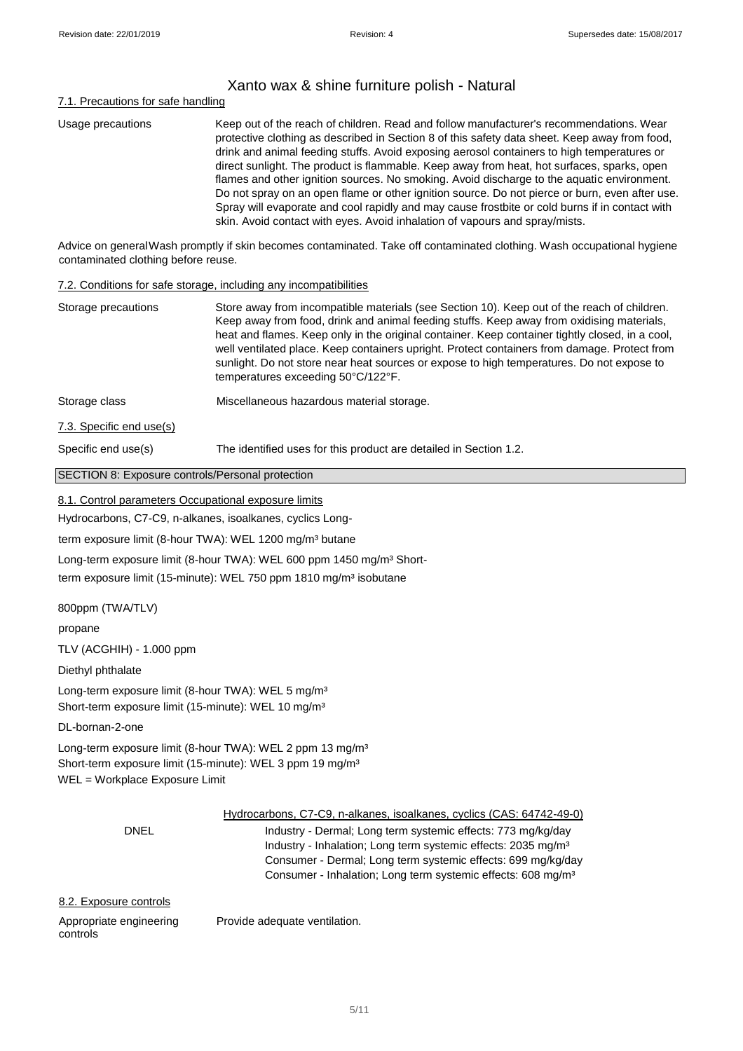# Xanto wax & shine furniture polish - Natural

### 7.1. Precautions for safe handling

**Usage precautions** Keep out of the reach of children. Read and follow manufacturer's recommendations. Wear protective clothing as described in Section 8 of this safety data sheet. Keep away from food, drink and animal feeding stuffs. Avoid exposing aerosol containers to high temperatures or direct sunlight. The product is flammable. Keep away from heat, hot surfaces, sparks, open flames and other ignition sources. No smoking. Avoid discharge to the aquatic environment. Do not spray on an open flame or other ignition source. Do not pierce or burn, even after use. Spray will evaporate and cool rapidly and may cause frostbite or cold burns if in contact with skin. Avoid contact with eyes. Avoid inhalation of vapours and spray/mists.

**Advice on general occupational hygiene** Wash promptly if skin becomes contaminated. Take off contaminated clothing. Wash contaminated clothing before reuse.

### 7.2. Conditions for safe storage, including any incompatibilities

**Storage precautions** Store away from incompatible materials (see Section 10). Keep out of the reach of children. Keep away from food, drink and animal feeding stuffs. Keep away from oxidising materials, heat and flames. Keep only in the original container. Keep container tightly closed, in a cool, well ventilated place. Keep containers upright. Protect containers from damage. Protect from sunlight. Do not store near heat sources or expose to high temperatures. Do not expose to temperatures exceeding 50°C/122°F.

**Storage class** Miscellaneous hazardous material storage.

### 7.3. Specific end use(s)

**Specific end use(s)** The identified uses for this product are detailed in Section 1.2.

## SECTION 8: Exposure controls/Personal protection

### 8.1. Control parameters Occupational exposure limits

Hydrocarbons, C7-C9, n-alkanes, isoalkanes, cyclics Long-

term exposure limit (8-hour TWA): WEL 1200 mg/m³ butane

Long-term exposure limit (8-hour TWA): WEL 600 ppm 1450 mg/m³ Short-

term exposure limit (15-minute): WEL 750 ppm 1810 mg/m³ isobutane

800ppm (TWA/TLV)

propane

TLV (ACGHIH) - 1.000 ppm

Diethyl phthalate

Long-term exposure limit (8-hour TWA): WEL 5 mg/m³
Short-term exposure limit (15-minute): WEL 10 mg/m³

DL-bornan-2-one

Long-term exposure limit (8-hour TWA): WEL 2 ppm 13 mg/m³
Short-term exposure limit (15-minute): WEL 3 ppm 19 mg/m³
WEL = Workplace Exposure Limit

Hydrocarbons, C7-C9, n-alkanes, isoalkanes, cyclics (CAS: 64742-49-0)

**DNEL**
Industry - Dermal; Long term systemic effects: 773 mg/kg/day
Industry - Inhalation; Long term systemic effects: 2035 mg/m³
Consumer - Dermal; Long term systemic effects: 699 mg/kg/day
Consumer - Inhalation; Long term systemic effects: 608 mg/m³

### 8.2. Exposure controls

**Appropriate engineering controls** Provide adequate ventilation.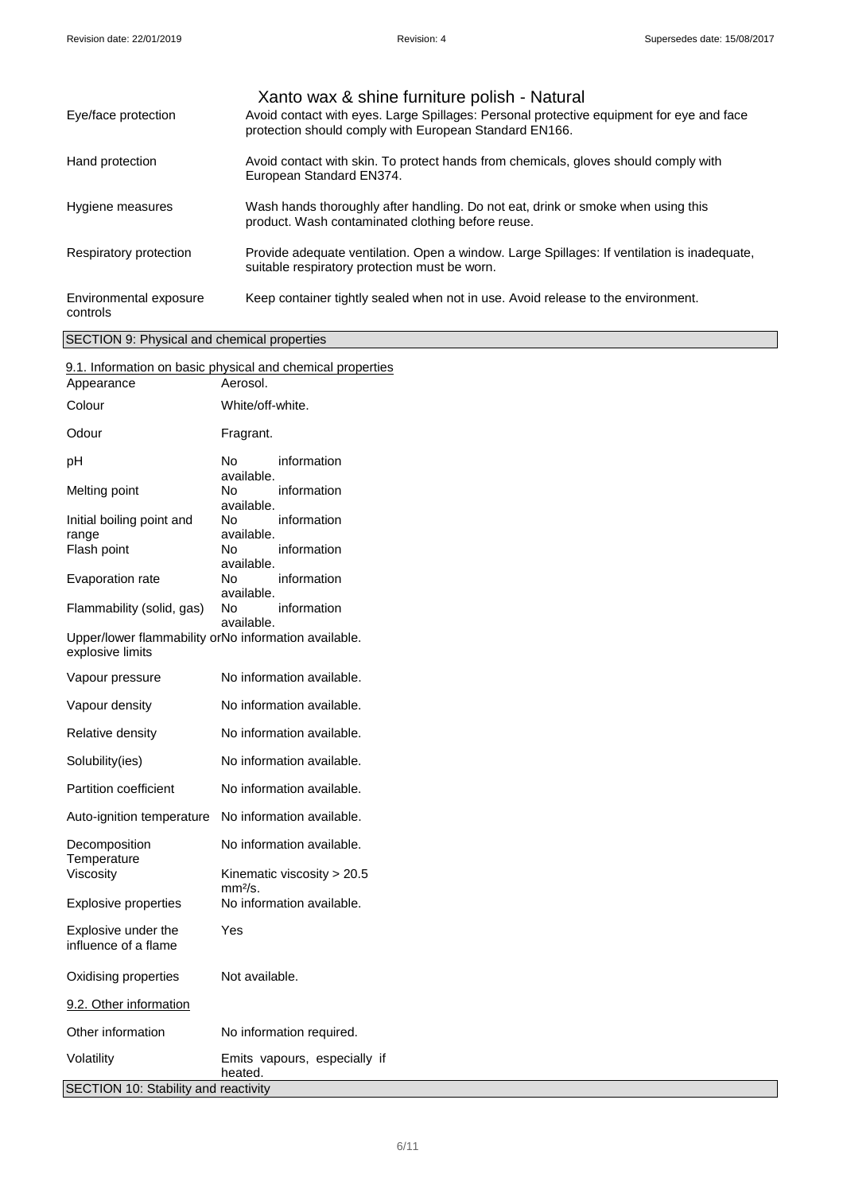# Xanto wax & shine furniture polish - Natural

| | |
|---|---|
| Eye/face protection | Avoid contact with eyes. Large Spillages: Personal protective equipment for eye and face protection should comply with European Standard EN166. |
| Hand protection | Avoid contact with skin. To protect hands from chemicals, gloves should comply with European Standard EN374. |
| Hygiene measures | Wash hands thoroughly after handling. Do not eat, drink or smoke when using this product. Wash contaminated clothing before reuse. |
| Respiratory protection | Provide adequate ventilation. Open a window. Large Spillages: If ventilation is inadequate, suitable respiratory protection must be worn. |
| Environmental exposure controls | Keep container tightly sealed when not in use. Avoid release to the environment. |

## SECTION 9: Physical and chemical properties

### 9.1. Information on basic physical and chemical properties

| | |
|---|---|
| Appearance | Aerosol. |
| Colour | White/off-white. |
| Odour | Fragrant. |
| pH | No information available. |
| Melting point | No information available. |
| Initial boiling point and range | No information available. |
| Flash point | No information available. |
| Evaporation rate | No information available. |
| Flammability (solid, gas) | No information available. |
| Upper/lower flammability or explosive limits | No information available. |
| Vapour pressure | No information available. |
| Vapour density | No information available. |
| Relative density | No information available. |
| Solubility(ies) | No information available. |
| Partition coefficient | No information available. |
| Auto-ignition temperature | No information available. |
| Decomposition Temperature | No information available. |
| Viscosity | Kinematic viscosity > 20.5 $mm^2/s$. |
| Explosive properties | No information available. |
| Explosive under the influence of a flame | Yes |
| Oxidising properties | Not available. |

### 9.2. Other information

| | |
|---|---|
| Other information | No information required. |
| Volatility | Emits vapours, especially if heated. |

## SECTION 10: Stability and reactivity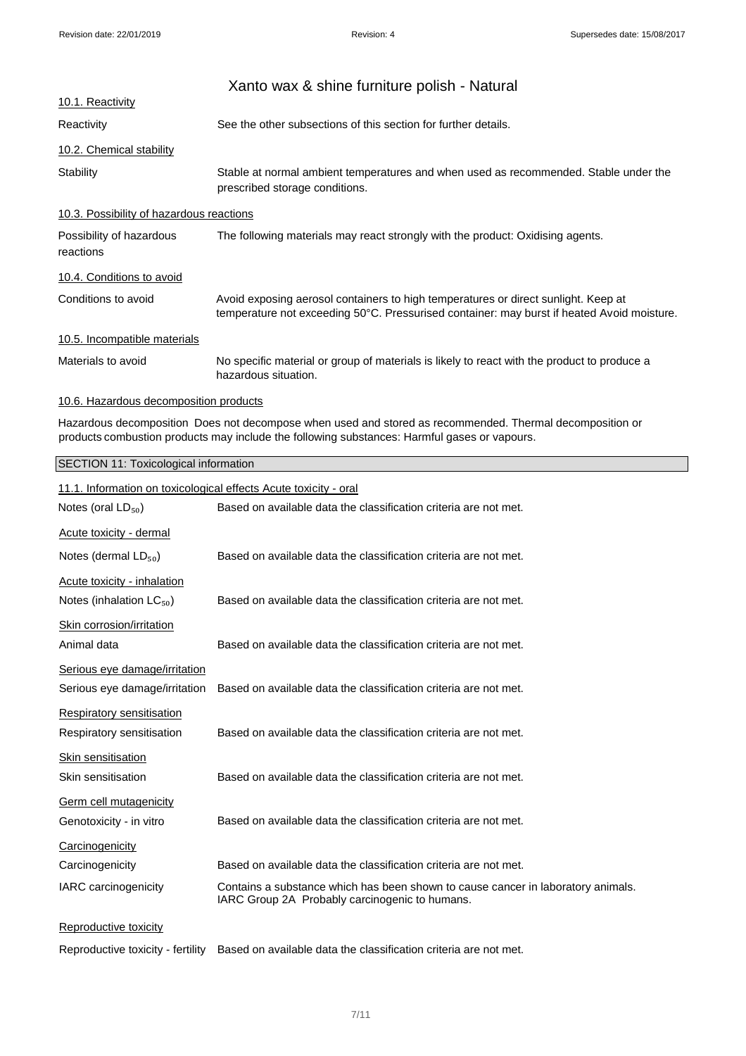## Xanto wax & shine furniture polish - Natural

### 10.1. Reactivity

| | |
|---|---|
| Reactivity | See the other subsections of this section for further details. |

### 10.2. Chemical stability

| | |
|---|---|
| Stability | Stable at normal ambient temperatures and when used as recommended. Stable under the prescribed storage conditions. |

### 10.3. Possibility of hazardous reactions

| | |
|---|---|
| Possibility of hazardous reactions | The following materials may react strongly with the product: Oxidising agents. |

### 10.4. Conditions to avoid

| | |
|---|---|
| Conditions to avoid | Avoid exposing aerosol containers to high temperatures or direct sunlight. Keep at temperature not exceeding 50°C. Pressurised container: may burst if heated Avoid moisture. |

### 10.5. Incompatible materials

| | |
|---|---|
| Materials to avoid | No specific material or group of materials is likely to react with the product to produce a hazardous situation. |

### 10.6. Hazardous decomposition products

Hazardous decomposition Does not decompose when used and stored as recommended. Thermal decomposition or products combustion products may include the following substances: Harmful gases or vapours.

## SECTION 11: Toxicological information

### 11.1. Information on toxicological effects Acute toxicity - oral

| | |
|---|---|
| Notes (oral $LD_{50}$) | Based on available data the classification criteria are not met. |

**Acute toxicity - dermal**

| | |
|---|---|
| Notes (dermal $LD_{50}$) | Based on available data the classification criteria are not met. |

**Acute toxicity - inhalation**

| | |
|---|---|
| Notes (inhalation $LC_{50}$) | Based on available data the classification criteria are not met. |

**Skin corrosion/irritation**

| | |
|---|---|
| Animal data | Based on available data the classification criteria are not met. |

**Serious eye damage/irritation**

| | |
|---|---|
| Serious eye damage/irritation | Based on available data the classification criteria are not met. |

**Respiratory sensitisation**

| | |
|---|---|
| Respiratory sensitisation | Based on available data the classification criteria are not met. |

**Skin sensitisation**

| | |
|---|---|
| Skin sensitisation | Based on available data the classification criteria are not met. |

**Germ cell mutagenicity**

| | |
|---|---|
| Genotoxicity - in vitro | Based on available data the classification criteria are not met. |

**Carcinogenicity**

| | |
|---|---|
| Carcinogenicity | Based on available data the classification criteria are not met. |
| IARC carcinogenicity | Contains a substance which has been shown to cause cancer in laboratory animals. IARC Group 2A Probably carcinogenic to humans. |

**Reproductive toxicity**

| | |
|---|---|
| Reproductive toxicity - fertility | Based on available data the classification criteria are not met. |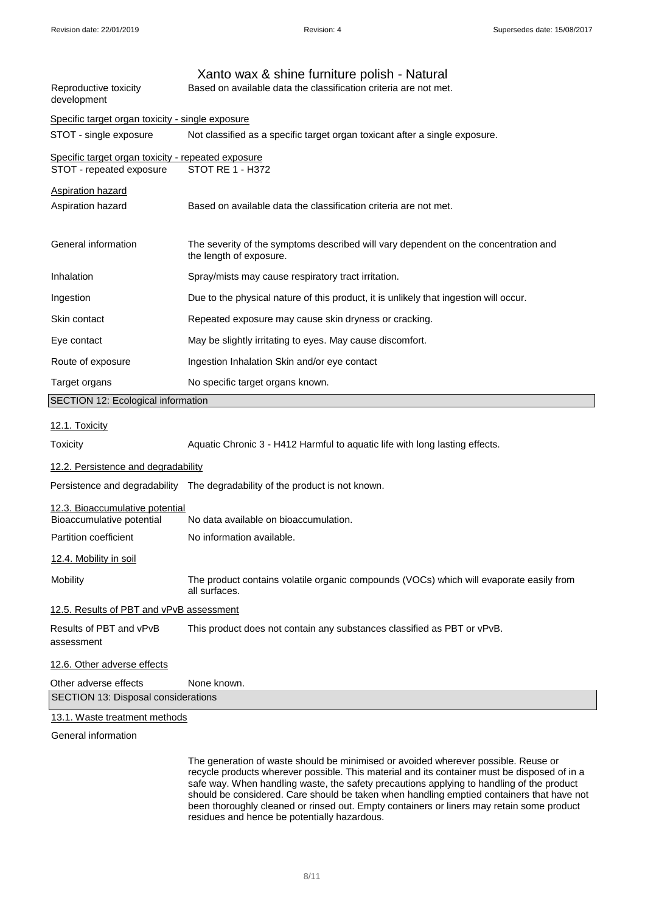# Xanto wax & shine furniture polish - Natural

| | |
|---|---|
| Reproductive toxicity development | Based on available data the classification criteria are not met. |

Specific target organ toxicity - single exposure

| | |
|---|---|
| STOT - single exposure | Not classified as a specific target organ toxicant after a single exposure. |

Specific target organ toxicity - repeated exposure

| | |
|---|---|
| STOT - repeated exposure | STOT RE 1 - H372 |

Aspiration hazard

| | |
|---|---|
| Aspiration hazard | Based on available data the classification criteria are not met. |
| General information | The severity of the symptoms described will vary dependent on the concentration and the length of exposure. |
| Inhalation | Spray/mists may cause respiratory tract irritation. |
| Ingestion | Due to the physical nature of this product, it is unlikely that ingestion will occur. |
| Skin contact | Repeated exposure may cause skin dryness or cracking. |
| Eye contact | May be slightly irritating to eyes. May cause discomfort. |
| Route of exposure | Ingestion Inhalation Skin and/or eye contact |
| Target organs | No specific target organs known. |

## SECTION 12: Ecological information

### 12.1. Toxicity

| | |
|---|---|
| Toxicity | Aquatic Chronic 3 - H412 Harmful to aquatic life with long lasting effects. |

### 12.2. Persistence and degradability

| | |
|---|---|
| Persistence and degradability | The degradability of the product is not known. |

### 12.3. Bioaccumulative potential

| | |
|---|---|
| Bioaccumulative potential | No data available on bioaccumulation. |
| Partition coefficient | No information available. |

### 12.4. Mobility in soil

| | |
|---|---|
| Mobility | The product contains volatile organic compounds (VOCs) which will evaporate easily from all surfaces. |

### 12.5. Results of PBT and vPvB assessment

| | |
|---|---|
| Results of PBT and vPvB assessment | This product does not contain any substances classified as PBT or vPvB. |

### 12.6. Other adverse effects

| | |
|---|---|
| Other adverse effects | None known. |

## SECTION 13: Disposal considerations

### 13.1. Waste treatment methods

General information

The generation of waste should be minimised or avoided wherever possible. Reuse or recycle products wherever possible. This material and its container must be disposed of in a safe way. When handling waste, the safety precautions applying to handling of the product should be considered. Care should be taken when handling emptied containers that have not been thoroughly cleaned or rinsed out. Empty containers or liners may retain some product residues and hence be potentially hazardous.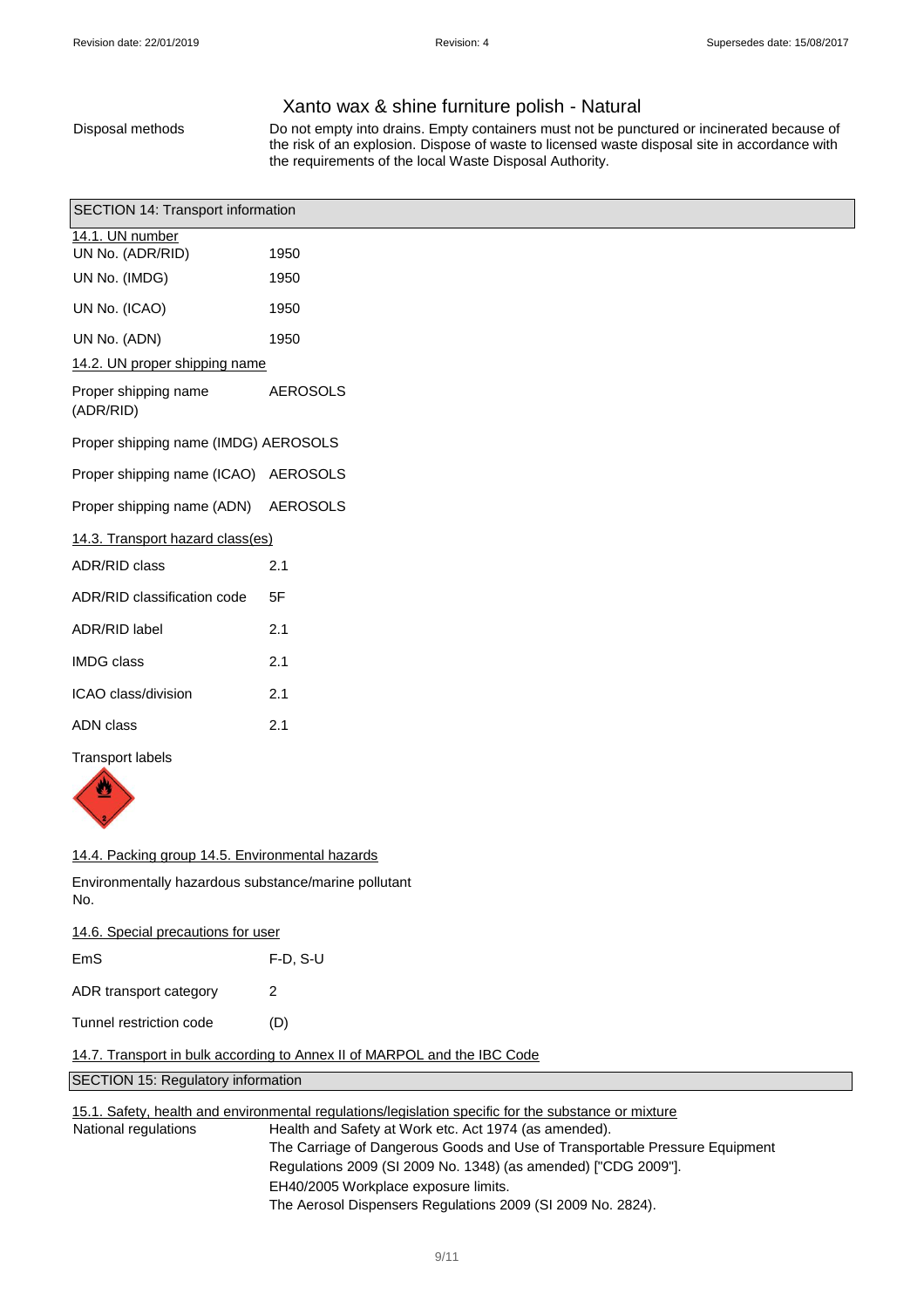# Xanto wax & shine furniture polish - Natural

| | |
|---|---|
| Disposal methods | Do not empty into drains. Empty containers must not be punctured or incinerated because of the risk of an explosion. Dispose of waste to licensed waste disposal site in accordance with the requirements of the local Waste Disposal Authority. |

## SECTION 14: Transport information

### 14.1. UN number

| | |
|---|---|
| UN No. (ADR/RID) | 1950 |
| UN No. (IMDG) | 1950 |
| UN No. (ICAO) | 1950 |
| UN No. (ADN) | 1950 |

### 14.2. UN proper shipping name

| | |
|---|---|
| Proper shipping name (ADR/RID) | AEROSOLS |
| Proper shipping name (IMDG) | AEROSOLS |
| Proper shipping name (ICAO) | AEROSOLS |
| Proper shipping name (ADN) | AEROSOLS |

### 14.3. Transport hazard class(es)

| | |
|---|---|
| ADR/RID class | 2.1 |
| ADR/RID classification code | 5F |
| ADR/RID label | 2.1 |
| IMDG class | 2.1 |
| ICAO class/division | 2.1 |
| ADN class | 2.1 |

Transport labels

### 14.4. Packing group 14.5. Environmental hazards

Environmentally hazardous substance/marine pollutant
No.

### 14.6. Special precautions for user

| | |
|---|---|
| EmS | F-D, S-U |
| ADR transport category | 2 |
| Tunnel restriction code | (D) |

### 14.7. Transport in bulk according to Annex II of MARPOL and the IBC Code

## SECTION 15: Regulatory information

### 15.1. Safety, health and environmental regulations/legislation specific for the substance or mixture

National regulations

Health and Safety at Work etc. Act 1974 (as amended).
The Carriage of Dangerous Goods and Use of Transportable Pressure Equipment Regulations 2009 (SI 2009 No. 1348) (as amended) ["CDG 2009"].
EH40/2005 Workplace exposure limits.
The Aerosol Dispensers Regulations 2009 (SI 2009 No. 2824).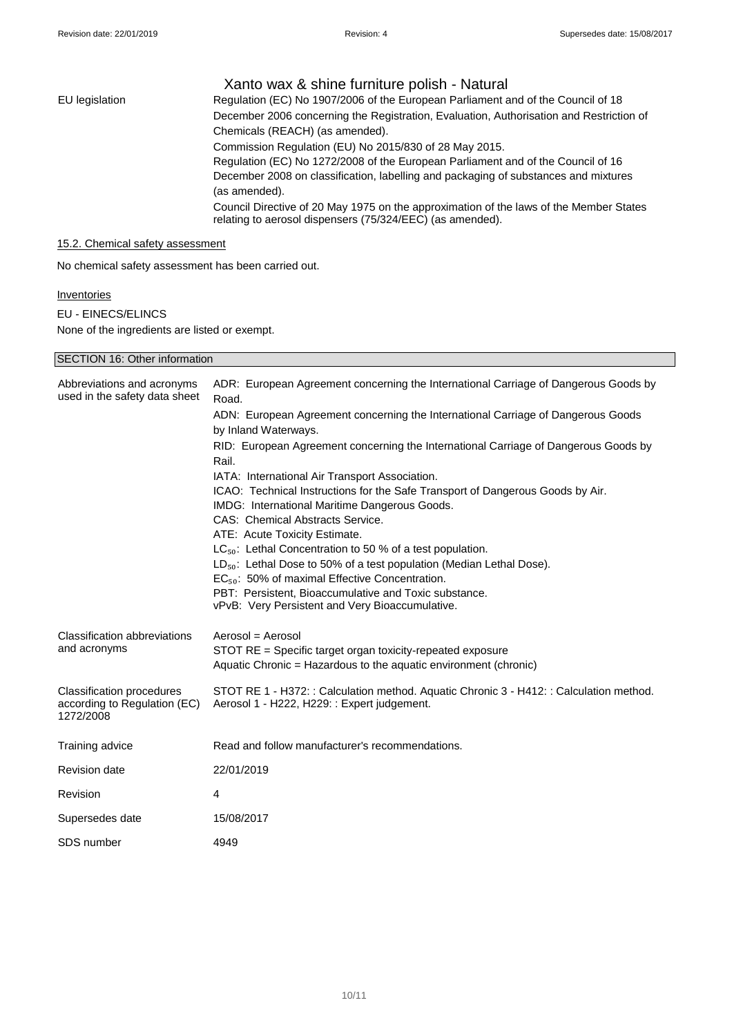Xanto wax & shine furniture polish - Natural

| | |
|---|---|
| EU legislation | Regulation (EC) No 1907/2006 of the European Parliament and of the Council of 18 December 2006 concerning the Registration, Evaluation, Authorisation and Restriction of Chemicals (REACH) (as amended). Commission Regulation (EU) No 2015/830 of 28 May 2015. Regulation (EC) No 1272/2008 of the European Parliament and of the Council of 16 December 2008 on classification, labelling and packaging of substances and mixtures (as amended). Council Directive of 20 May 1975 on the approximation of the laws of the Member States relating to aerosol dispensers (75/324/EEC) (as amended). |

### 15.2. Chemical safety assessment

No chemical safety assessment has been carried out.

### Inventories

EU - EINECS/ELINCS

None of the ingredients are listed or exempt.

## SECTION 16: Other information

| | |
|---|---|
| Abbreviations and acronyms used in the safety data sheet | ADR: European Agreement concerning the International Carriage of Dangerous Goods by Road. ADN: European Agreement concerning the International Carriage of Dangerous Goods by Inland Waterways. RID: European Agreement concerning the International Carriage of Dangerous Goods by Rail. IATA: International Air Transport Association. ICAO: Technical Instructions for the Safe Transport of Dangerous Goods by Air. IMDG: International Maritime Dangerous Goods. CAS: Chemical Abstracts Service. ATE: Acute Toxicity Estimate. $LC_{50}$: Lethal Concentration to 50 % of a test population. $LD_{50}$: Lethal Dose to 50% of a test population (Median Lethal Dose). $EC_{50}$: 50% of maximal Effective Concentration. PBT: Persistent, Bioaccumulative and Toxic substance. vPvB: Very Persistent and Very Bioaccumulative. |
| Classification abbreviations and acronyms | Aerosol = Aerosol STOT RE = Specific target organ toxicity-repeated exposure Aquatic Chronic = Hazardous to the aquatic environment (chronic) |
| Classification procedures according to Regulation (EC) 1272/2008 | STOT RE 1 - H372: : Calculation method. Aquatic Chronic 3 - H412: : Calculation method. Aerosol 1 - H222, H229: : Expert judgement. |
| Training advice | Read and follow manufacturer's recommendations. |
| Revision date | 22/01/2019 |
| Revision | 4 |
| Supersedes date | 15/08/2017 |
| SDS number | 4949 |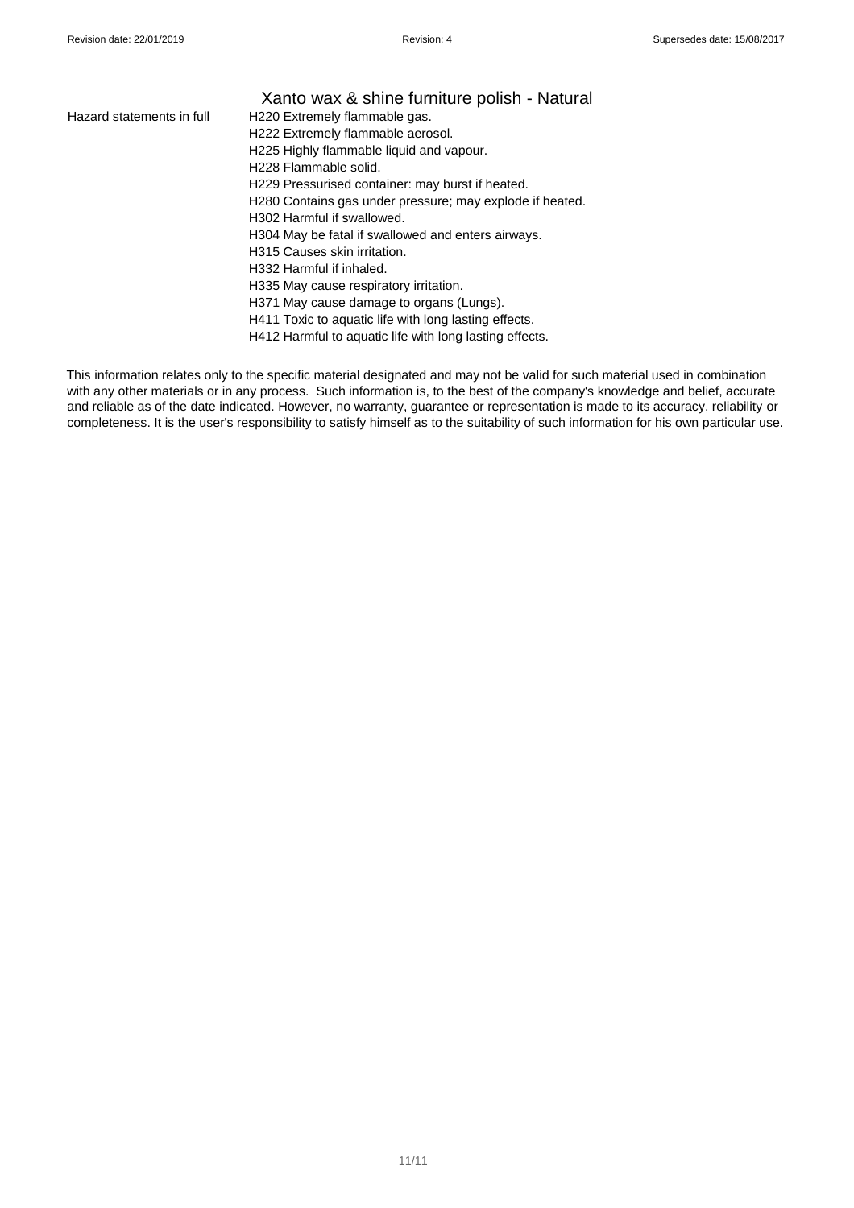# Xanto wax & shine furniture polish - Natural

| | |
|---|---|
| Hazard statements in full | H220 Extremely flammable gas.<br>H222 Extremely flammable aerosol.<br>H225 Highly flammable liquid and vapour.<br>H228 Flammable solid.<br>H229 Pressurised container: may burst if heated.<br>H280 Contains gas under pressure; may explode if heated.<br>H302 Harmful if swallowed.<br>H304 May be fatal if swallowed and enters airways.<br>H315 Causes skin irritation.<br>H332 Harmful if inhaled.<br>H335 May cause respiratory irritation.<br>H371 May cause damage to organs (Lungs).<br>H411 Toxic to aquatic life with long lasting effects.<br>H412 Harmful to aquatic life with long lasting effects. |

This information relates only to the specific material designated and may not be valid for such material used in combination with any other materials or in any process. Such information is, to the best of the company's knowledge and belief, accurate and reliable as of the date indicated. However, no warranty, guarantee or representation is made to its accuracy, reliability or completeness. It is the user's responsibility to satisfy himself as to the suitability of such information for his own particular use.